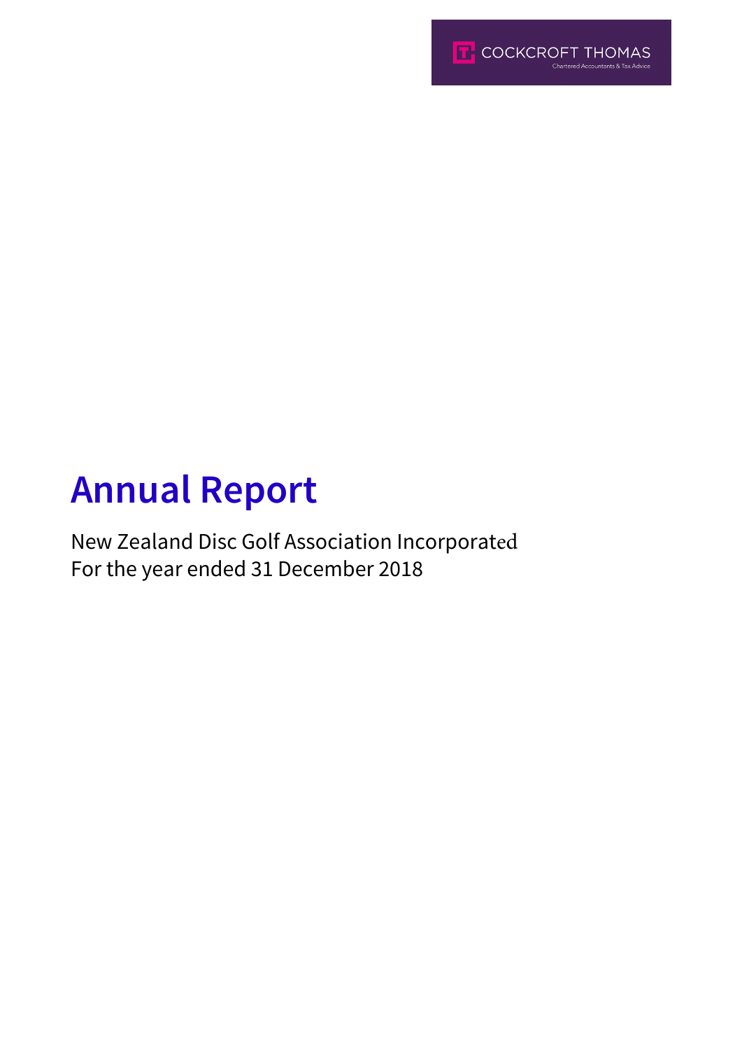COCKCROFT THOMAS
Chartered Accountants & Tax Advice

# Annual Report

New Zealand Disc Golf Association Incorporated
For the year ended 31 December 2018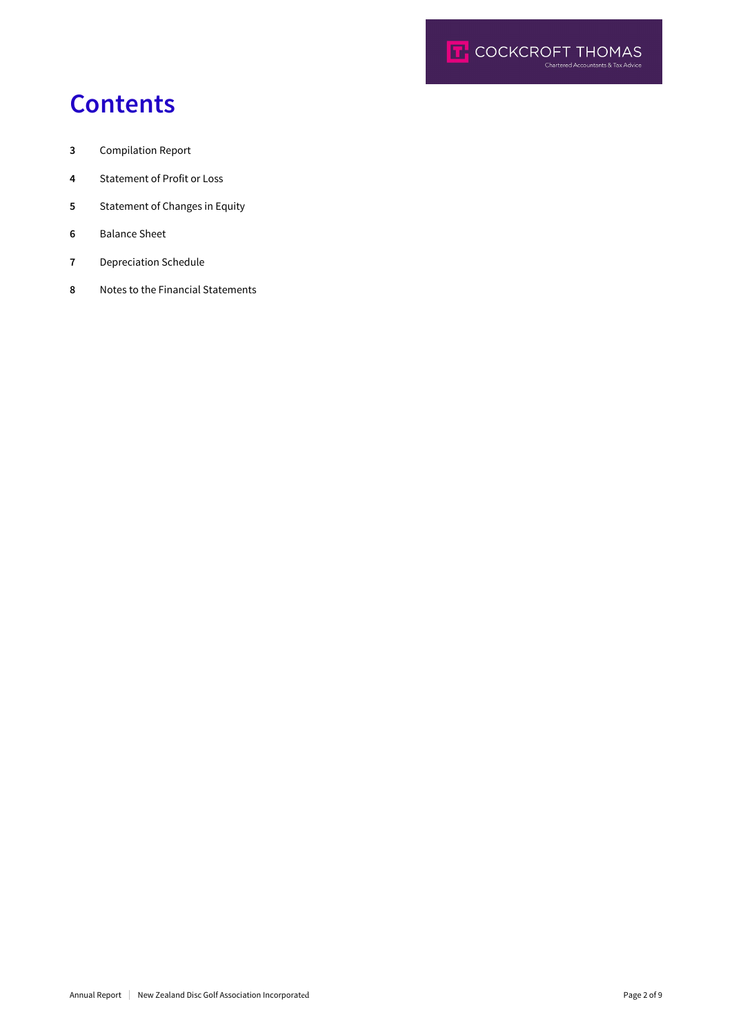# Contents

| | |
|---|---|
| **3** | Compilation Report |
| **4** | Statement of Profit or Loss |
| **5** | Statement of Changes in Equity |
| **6** | Balance Sheet |
| **7** | Depreciation Schedule |
| **8** | Notes to the Financial Statements |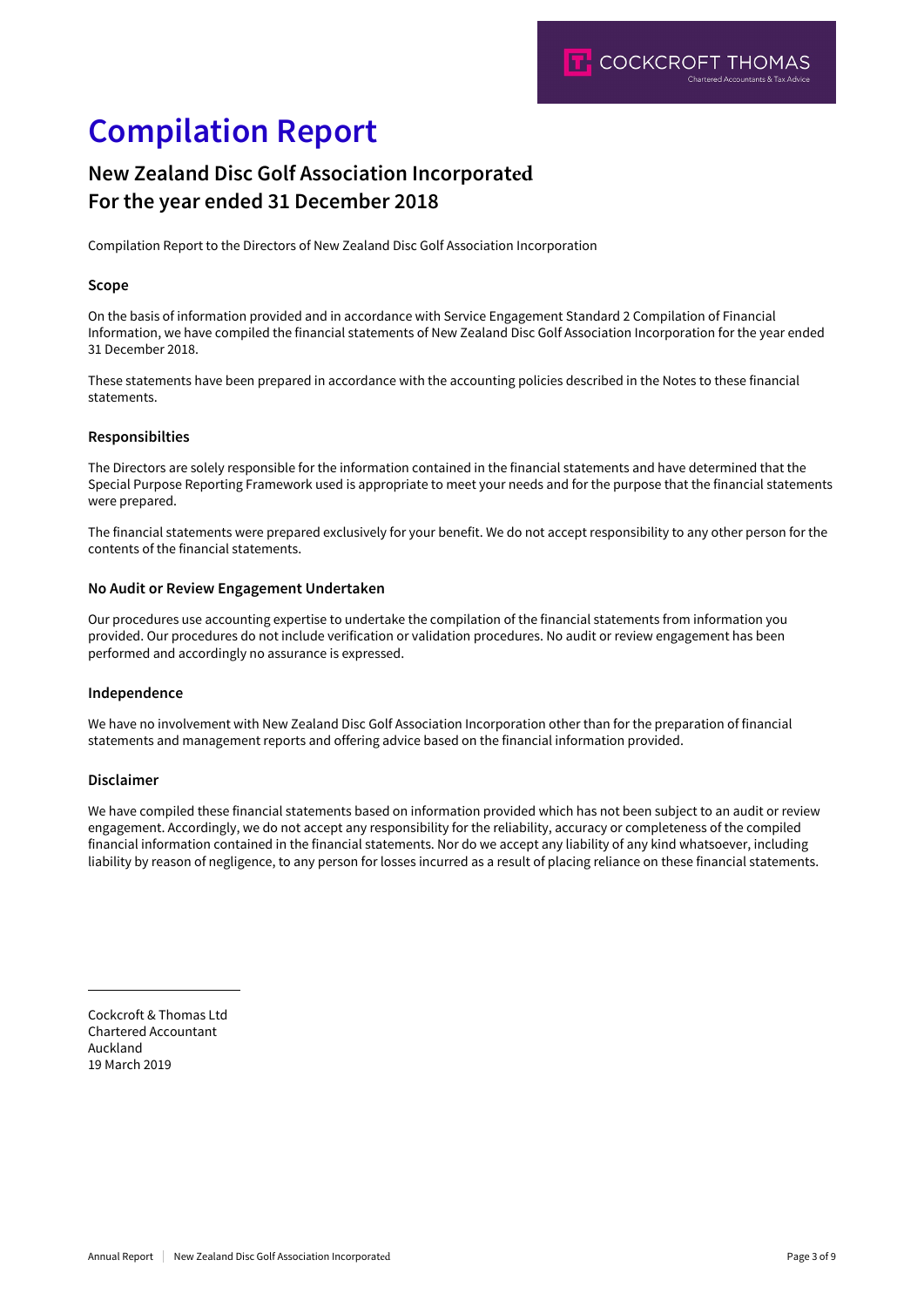# Compilation Report

## New Zealand Disc Golf Association Incorporated
## For the year ended 31 December 2018

Compilation Report to the Directors of New Zealand Disc Golf Association Incorporation

### Scope

On the basis of information provided and in accordance with Service Engagement Standard 2 Compilation of Financial Information, we have compiled the financial statements of New Zealand Disc Golf Association Incorporation for the year ended 31 December 2018.

These statements have been prepared in accordance with the accounting policies described in the Notes to these financial statements.

### Responsibilties

The Directors are solely responsible for the information contained in the financial statements and have determined that the Special Purpose Reporting Framework used is appropriate to meet your needs and for the purpose that the financial statements were prepared.

The financial statements were prepared exclusively for your benefit. We do not accept responsibility to any other person for the contents of the financial statements.

### No Audit or Review Engagement Undertaken

Our procedures use accounting expertise to undertake the compilation of the financial statements from information you provided. Our procedures do not include verification or validation procedures. No audit or review engagement has been performed and accordingly no assurance is expressed.

### Independence

We have no involvement with New Zealand Disc Golf Association Incorporation other than for the preparation of financial statements and management reports and offering advice based on the financial information provided.

### Disclaimer

We have compiled these financial statements based on information provided which has not been subject to an audit or review engagement. Accordingly, we do not accept any responsibility for the reliability, accuracy or completeness of the compiled financial information contained in the financial statements. Nor do we accept any liability of any kind whatsoever, including liability by reason of negligence, to any person for losses incurred as a result of placing reliance on these financial statements.

Cockcroft & Thomas Ltd
Chartered Accountant
Auckland
19 March 2019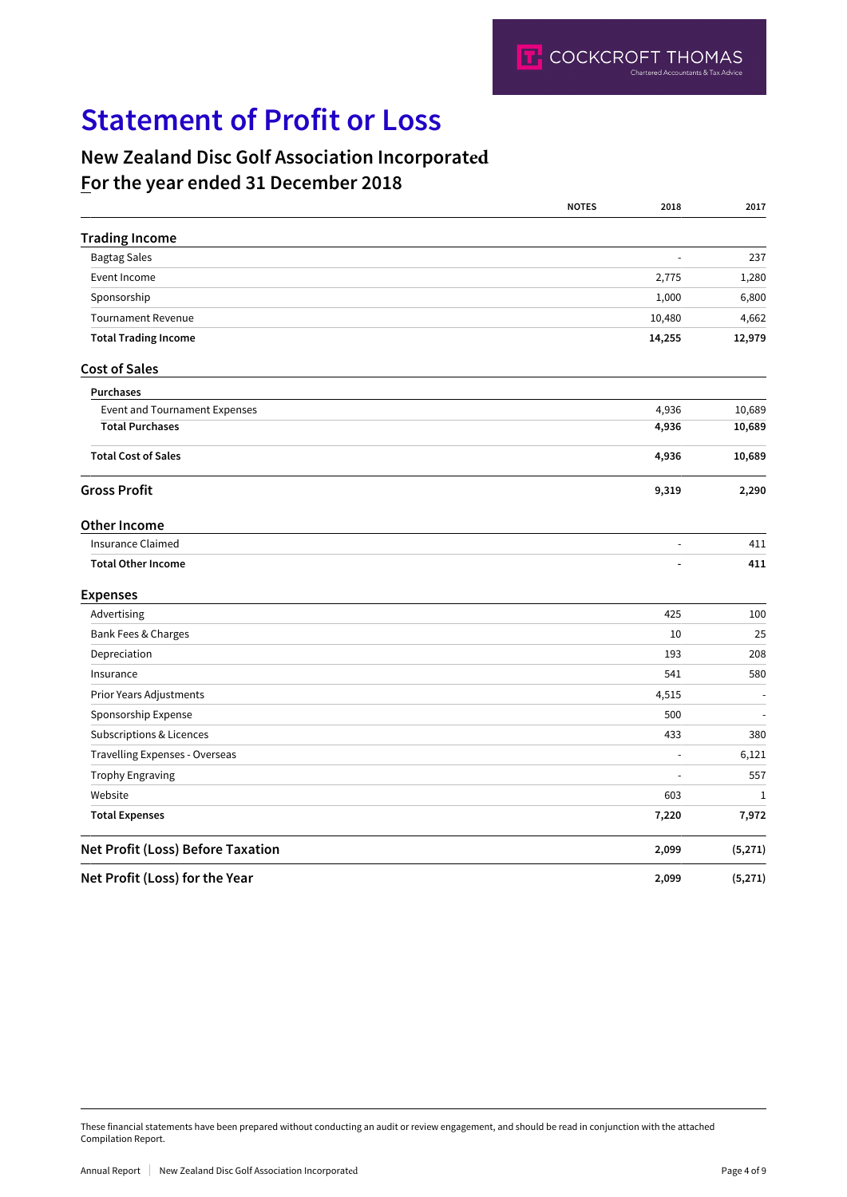# Statement of Profit or Loss

## New Zealand Disc Golf Association Incorporated
## For the year ended 31 December 2018

| | NOTES | 2018 | 2017 |
|---|---|---|---|
| **Trading Income** | | | |
| Bagtag Sales | | - | 237 |
| Event Income | | 2,775 | 1,280 |
| Sponsorship | | 1,000 | 6,800 |
| Tournament Revenue | | 10,480 | 4,662 |
| **Total Trading Income** | | **14,255** | **12,979** |
| **Cost of Sales** | | | |
| **Purchases** | | | |
| Event and Tournament Expenses | | 4,936 | 10,689 |
| **Total Purchases** | | **4,936** | **10,689** |
| **Total Cost of Sales** | | **4,936** | **10,689** |
| **Gross Profit** | | **9,319** | **2,290** |
| **Other Income** | | | |
| Insurance Claimed | | - | 411 |
| **Total Other Income** | | **-** | **411** |
| **Expenses** | | | |
| Advertising | | 425 | 100 |
| Bank Fees & Charges | | 10 | 25 |
| Depreciation | | 193 | 208 |
| Insurance | | 541 | 580 |
| Prior Years Adjustments | | 4,515 | - |
| Sponsorship Expense | | 500 | - |
| Subscriptions & Licences | | 433 | 380 |
| Travelling Expenses - Overseas | | - | 6,121 |
| Trophy Engraving | | - | 557 |
| Website | | 603 | 1 |
| **Total Expenses** | | **7,220** | **7,972** |
| **Net Profit (Loss) Before Taxation** | | **2,099** | **(5,271)** |
| **Net Profit (Loss) for the Year** | | **2,099** | **(5,271)** |

These financial statements have been prepared without conducting an audit or review engagement, and should be read in conjunction with the attached Compilation Report.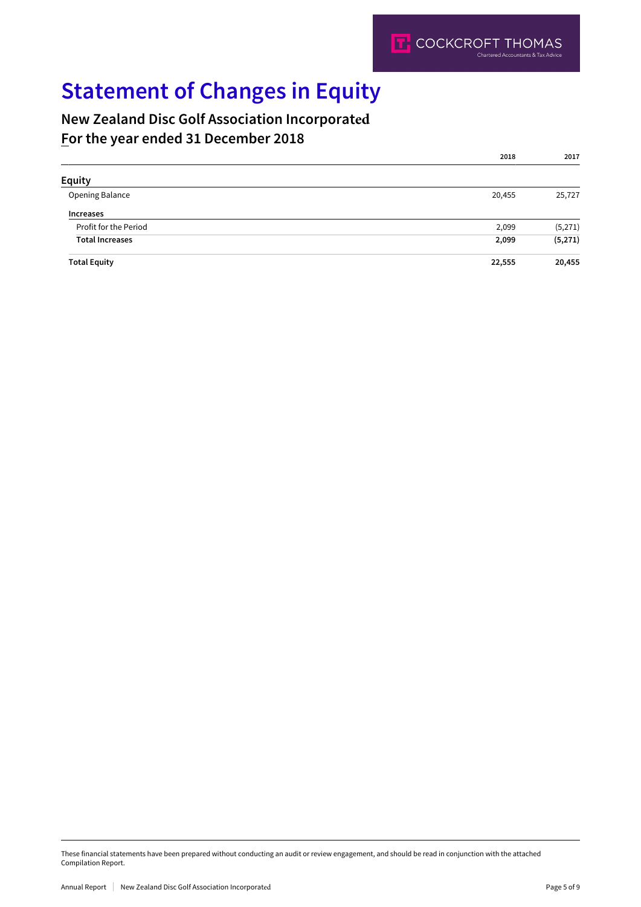COCKCROFT THOMAS
Chartered Accountants & Tax Advice

# Statement of Changes in Equity

## New Zealand Disc Golf Association Incorporated
## For the year ended 31 December 2018

| | 2018 | 2017 |
|---|---|---|
| **Equity** | | |
| Opening Balance | 20,455 | 25,727 |
| **Increases** | | |
| Profit for the Period | 2,099 | (5,271) |
| **Total Increases** | **2,099** | **(5,271)** |
| **Total Equity** | **22,555** | **20,455** |

These financial statements have been prepared without conducting an audit or review engagement, and should be read in conjunction with the attached Compilation Report.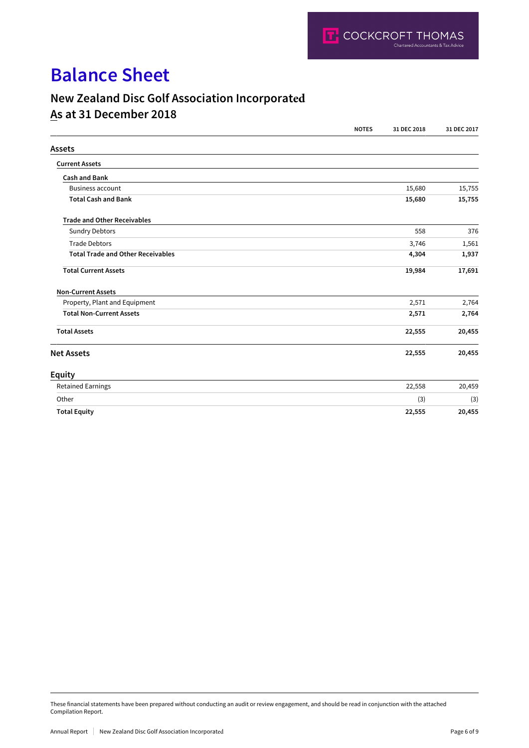# Balance Sheet

## New Zealand Disc Golf Association Incorporated
## As at 31 December 2018

| | NOTES | 31 DEC 2018 | 31 DEC 2017 |
|---|---|---|---|
| **Assets** | | | |
| **Current Assets** | | | |
| **Cash and Bank** | | | |
| Business account | | 15,680 | 15,755 |
| **Total Cash and Bank** | | **15,680** | **15,755** |
| **Trade and Other Receivables** | | | |
| Sundry Debtors | | 558 | 376 |
| Trade Debtors | | 3,746 | 1,561 |
| **Total Trade and Other Receivables** | | **4,304** | **1,937** |
| **Total Current Assets** | | **19,984** | **17,691** |
| **Non-Current Assets** | | | |
| Property, Plant and Equipment | | 2,571 | 2,764 |
| **Total Non-Current Assets** | | **2,571** | **2,764** |
| **Total Assets** | | **22,555** | **20,455** |
| **Net Assets** | | **22,555** | **20,455** |
| **Equity** | | | |
| Retained Earnings | | 22,558 | 20,459 |
| Other | | (3) | (3) |
| **Total Equity** | | **22,555** | **20,455** |

These financial statements have been prepared without conducting an audit or review engagement, and should be read in conjunction with the attached Compilation Report.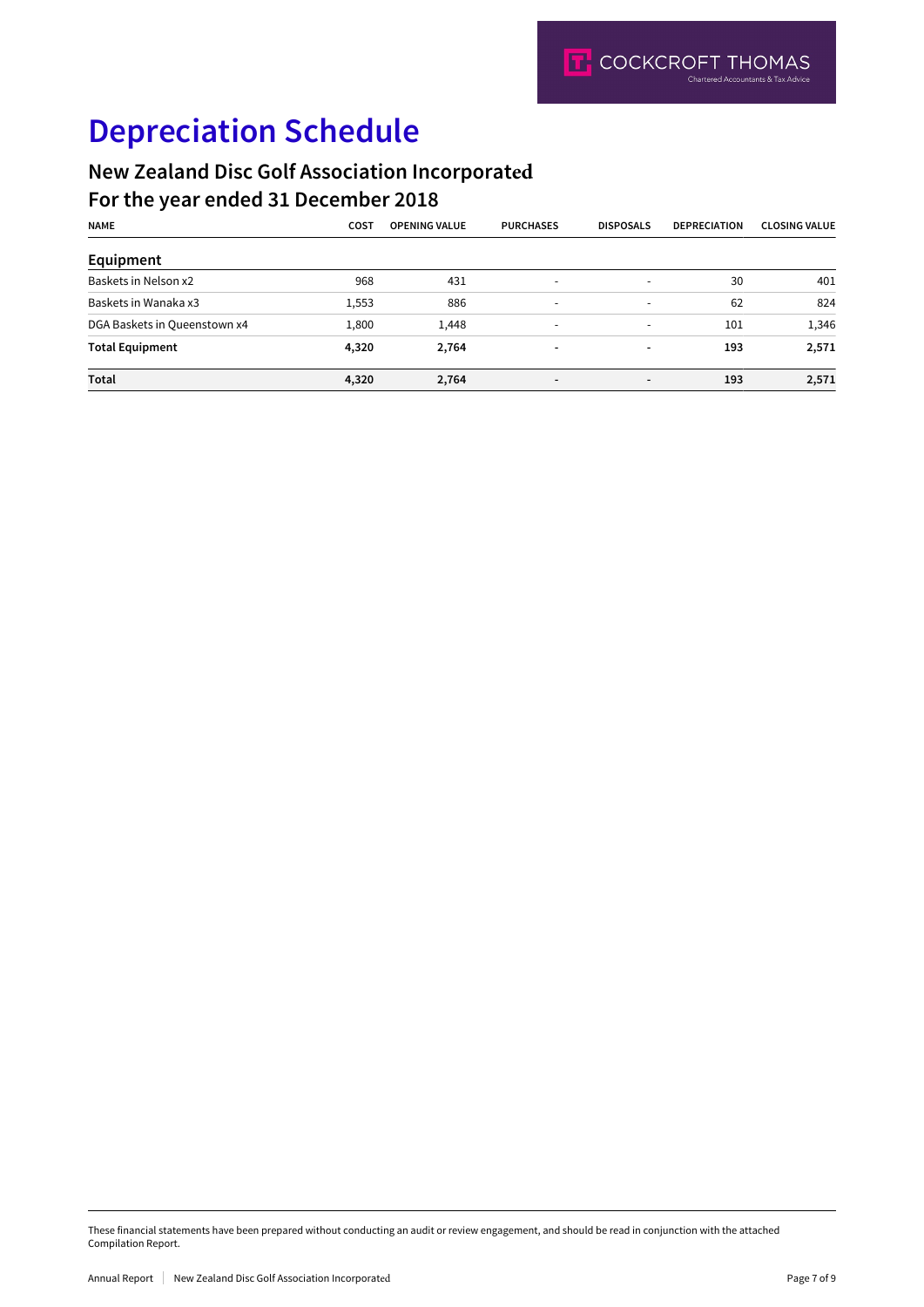# Depreciation Schedule

## New Zealand Disc Golf Association Incorporated

## For the year ended 31 December 2018

| NAME | COST | OPENING VALUE | PURCHASES | DISPOSALS | DEPRECIATION | CLOSING VALUE |
|---|---|---|---|---|---|---|
| **Equipment** | | | | | | |
| Baskets in Nelson x2 | 968 | 431 | - | - | 30 | 401 |
| Baskets in Wanaka x3 | 1,553 | 886 | - | - | 62 | 824 |
| DGA Baskets in Queenstown x4 | 1,800 | 1,448 | - | - | 101 | 1,346 |
| **Total Equipment** | **4,320** | **2,764** | **-** | **-** | **193** | **2,571** |
| **Total** | **4,320** | **2,764** | **-** | **-** | **193** | **2,571** |

These financial statements have been prepared without conducting an audit or review engagement, and should be read in conjunction with the attached Compilation Report.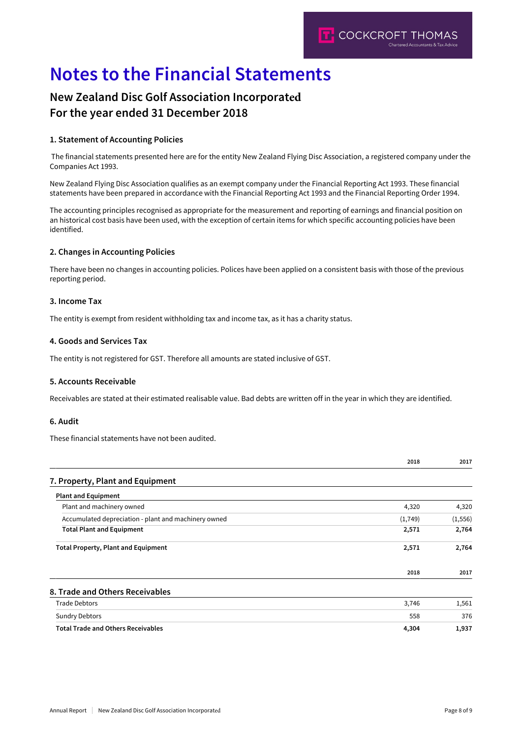# Notes to the Financial Statements

## New Zealand Disc Golf Association Incorporated
## For the year ended 31 December 2018

### 1. Statement of Accounting Policies

The financial statements presented here are for the entity New Zealand Flying Disc Association, a registered company under the Companies Act 1993.

New Zealand Flying Disc Association qualifies as an exempt company under the Financial Reporting Act 1993. These financial statements have been prepared in accordance with the Financial Reporting Act 1993 and the Financial Reporting Order 1994.

The accounting principles recognised as appropriate for the measurement and reporting of earnings and financial position on an historical cost basis have been used, with the exception of certain items for which specific accounting policies have been identified.

### 2. Changes in Accounting Policies

There have been no changes in accounting policies. Polices have been applied on a consistent basis with those of the previous reporting period.

### 3. Income Tax

The entity is exempt from resident withholding tax and income tax, as it has a charity status.

### 4. Goods and Services Tax

The entity is not registered for GST. Therefore all amounts are stated inclusive of GST.

### 5. Accounts Receivable

Receivables are stated at their estimated realisable value. Bad debts are written off in the year in which they are identified.

### 6. Audit

These financial statements have not been audited.

| | 2018 | 2017 |
|---|---|---|
| **7. Property, Plant and Equipment** | | |
| **Plant and Equipment** | | |
| Plant and machinery owned | 4,320 | 4,320 |
| Accumulated depreciation - plant and machinery owned | (1,749) | (1,556) |
| **Total Plant and Equipment** | **2,571** | **2,764** |
| **Total Property, Plant and Equipment** | **2,571** | **2,764** |

| | 2018 | 2017 |
|---|---|---|
| **8. Trade and Others Receivables** | | |
| Trade Debtors | 3,746 | 1,561 |
| Sundry Debtors | 558 | 376 |
| **Total Trade and Others Receivables** | **4,304** | **1,937** |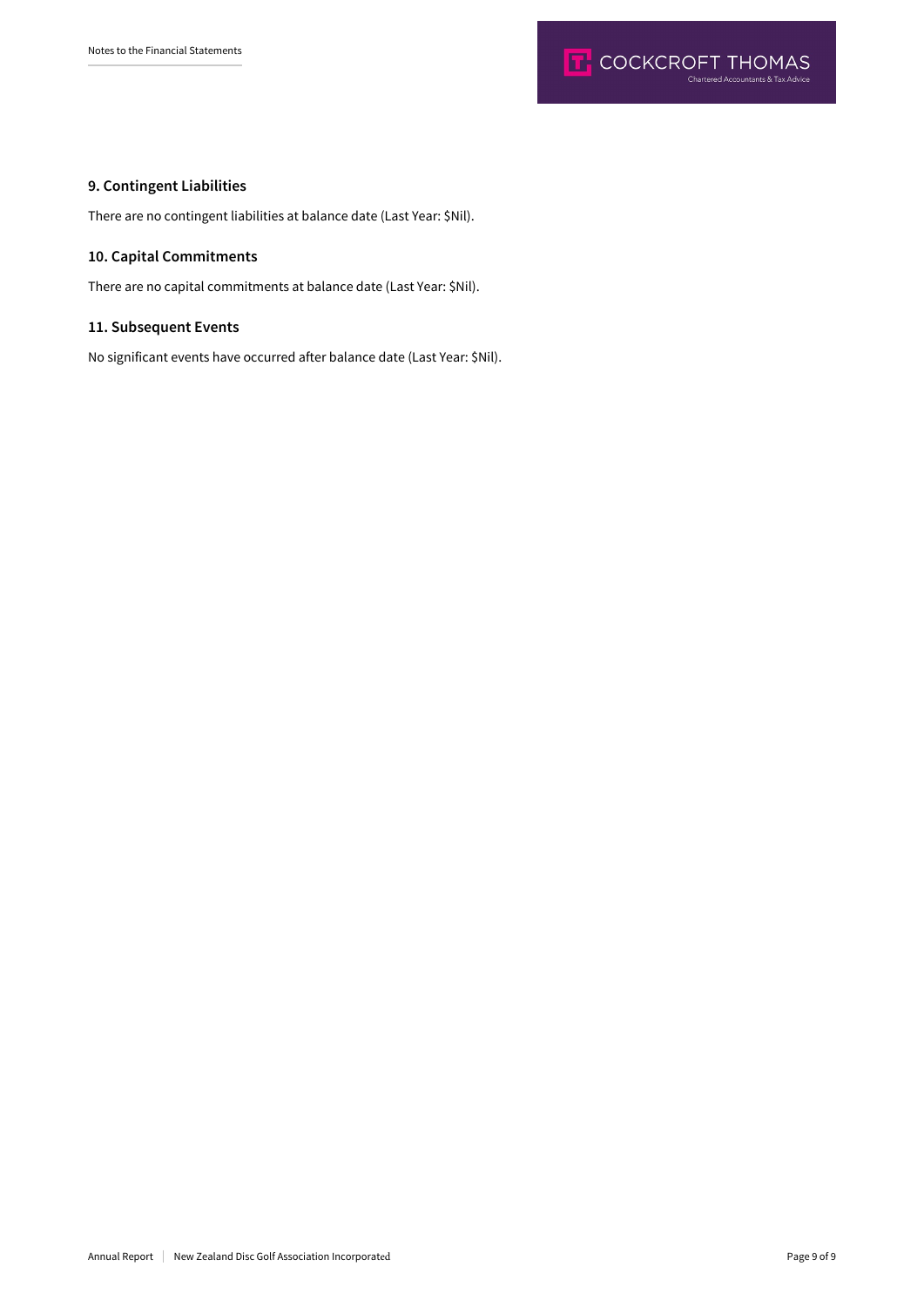### 9. Contingent Liabilities

There are no contingent liabilities at balance date (Last Year: $Nil).

### 10. Capital Commitments

There are no capital commitments at balance date (Last Year: $Nil).

### 11. Subsequent Events

No significant events have occurred after balance date (Last Year: $Nil).